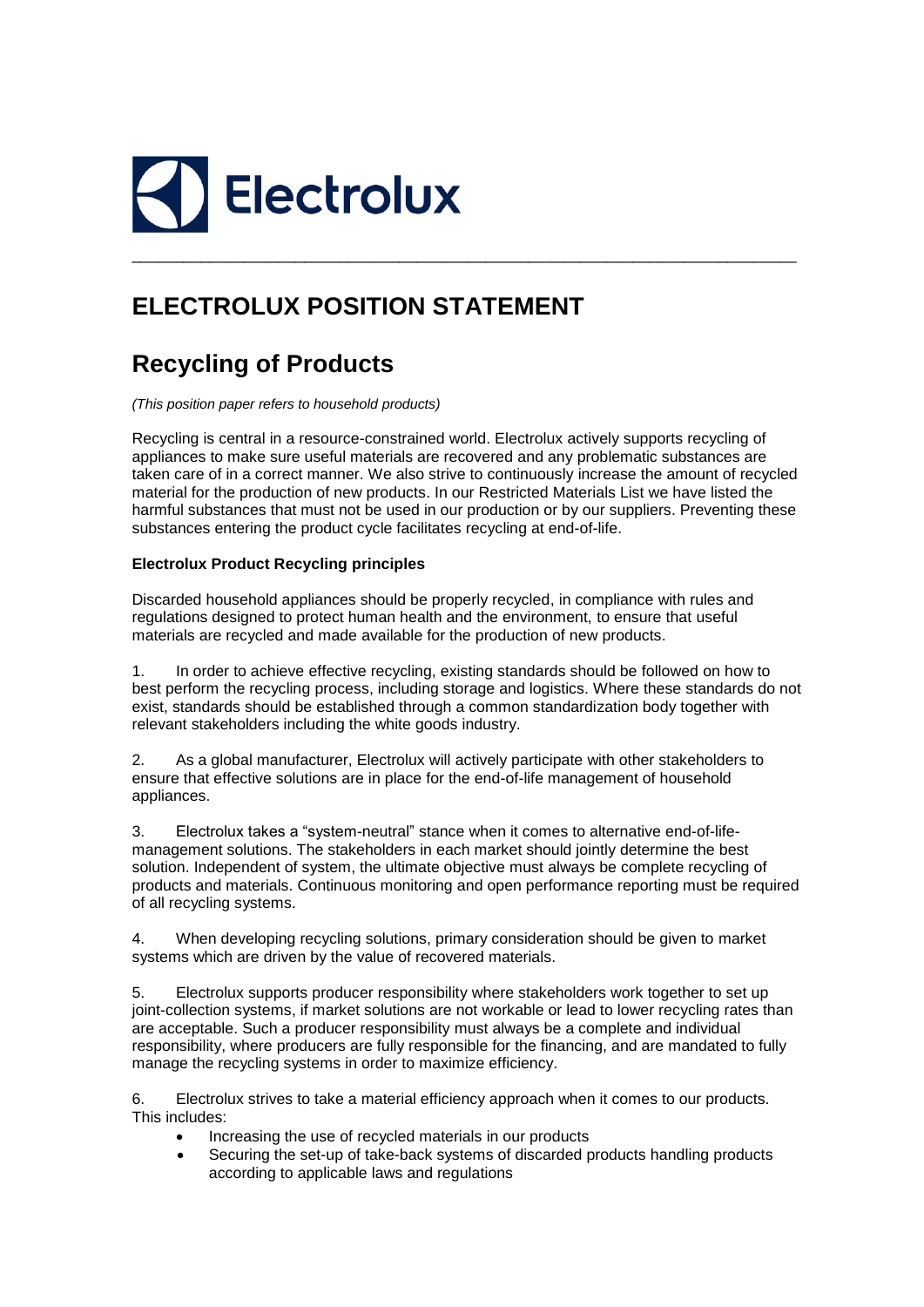Electrolux

# ELECTROLUX POSITION STATEMENT

## Recycling of Products

*(This position paper refers to household products)*

Recycling is central in a resource-constrained world. Electrolux actively supports recycling of appliances to make sure useful materials are recovered and any problematic substances are taken care of in a correct manner. We also strive to continuously increase the amount of recycled material for the production of new products. In our Restricted Materials List we have listed the harmful substances that must not be used in our production or by our suppliers. Preventing these substances entering the product cycle facilitates recycling at end-of-life.

**Electrolux Product Recycling principles**

Discarded household appliances should be properly recycled, in compliance with rules and regulations designed to protect human health and the environment, to ensure that useful materials are recycled and made available for the production of new products.

1. In order to achieve effective recycling, existing standards should be followed on how to best perform the recycling process, including storage and logistics. Where these standards do not exist, standards should be established through a common standardization body together with relevant stakeholders including the white goods industry.

2. As a global manufacturer, Electrolux will actively participate with other stakeholders to ensure that effective solutions are in place for the end-of-life management of household appliances.

3. Electrolux takes a "system-neutral" stance when it comes to alternative end-of-life-management solutions. The stakeholders in each market should jointly determine the best solution. Independent of system, the ultimate objective must always be complete recycling of products and materials. Continuous monitoring and open performance reporting must be required of all recycling systems.

4. When developing recycling solutions, primary consideration should be given to market systems which are driven by the value of recovered materials.

5. Electrolux supports producer responsibility where stakeholders work together to set up joint-collection systems, if market solutions are not workable or lead to lower recycling rates than are acceptable. Such a producer responsibility must always be a complete and individual responsibility, where producers are fully responsible for the financing, and are mandated to fully manage the recycling systems in order to maximize efficiency.

6. Electrolux strives to take a material efficiency approach when it comes to our products. This includes:

- Increasing the use of recycled materials in our products
- Securing the set-up of take-back systems of discarded products handling products according to applicable laws and regulations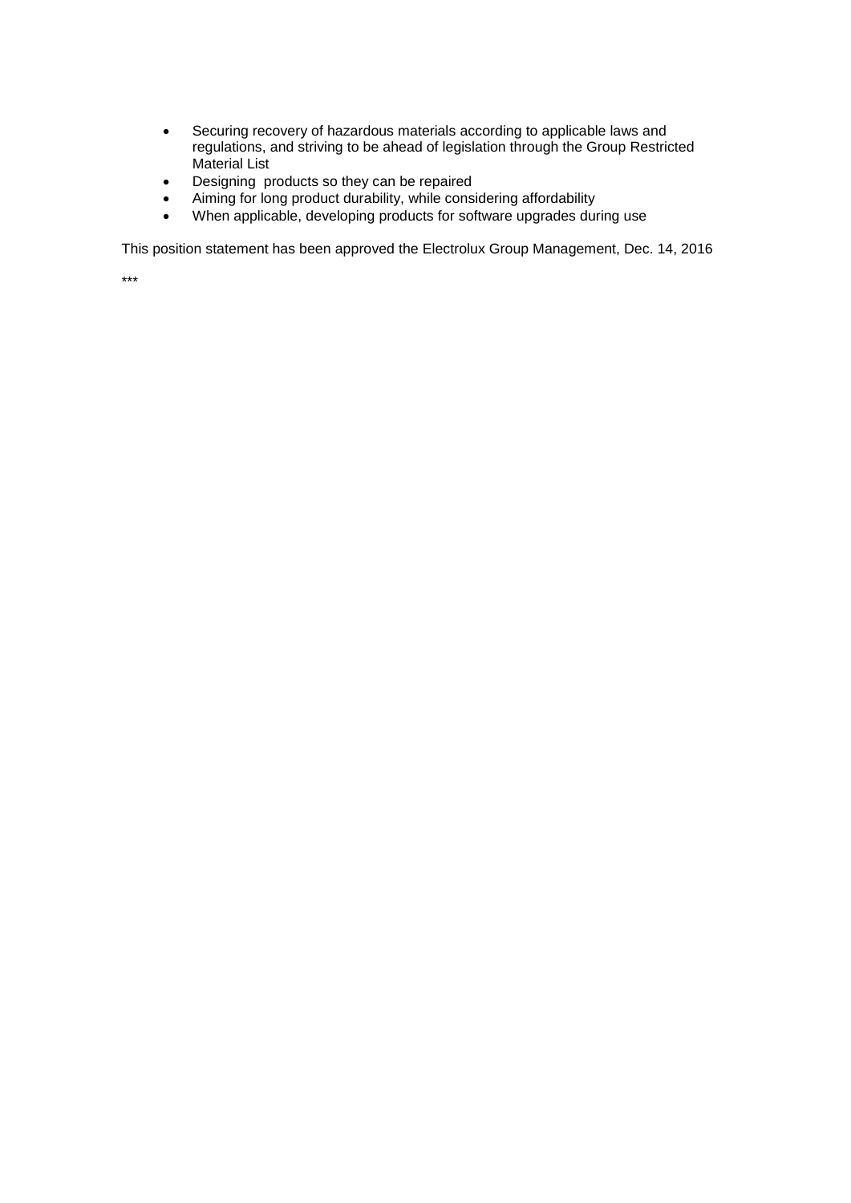- Securing recovery of hazardous materials according to applicable laws and regulations, and striving to be ahead of legislation through the Group Restricted Material List
- Designing  products so they can be repaired
- Aiming for long product durability, while considering affordability
- When applicable, developing products for software upgrades during use

This position statement has been approved the Electrolux Group Management, Dec. 14, 2016

***